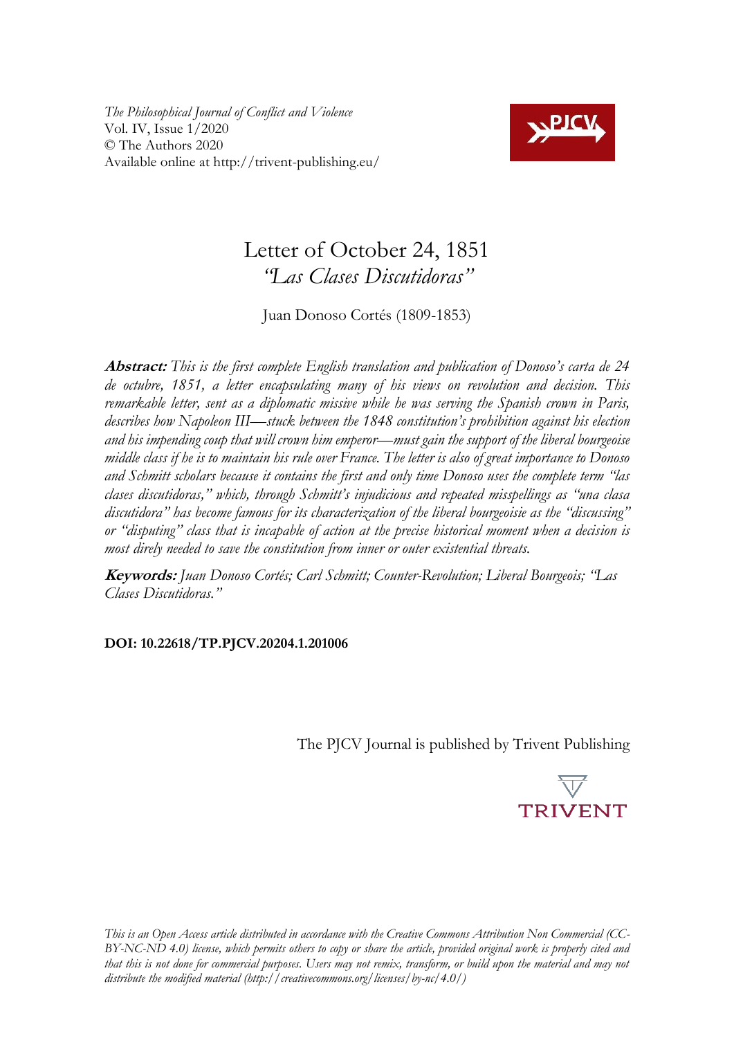*The Philosophical Journal of Conflict and Violence*
Vol. IV, Issue 1/2020
© The Authors 2020
Available online at http://trivent-publishing.eu/

# Letter of October 24, 1851
## *"Las Clases Discutidoras"*

Juan Donoso Cortés (1809-1853)

***Abstract:*** *This is the first complete English translation and publication of Donoso's carta de 24 de octubre, 1851, a letter encapsulating many of his views on revolution and decision. This remarkable letter, sent as a diplomatic missive while he was serving the Spanish crown in Paris, describes how Napoleon III—stuck between the 1848 constitution's prohibition against his election and his impending coup that will crown him emperor—must gain the support of the liberal bourgeoise middle class if he is to maintain his rule over France. The letter is also of great importance to Donoso and Schmitt scholars because it contains the first and only time Donoso uses the complete term "las clases discutidoras," which, through Schmitt's injudicious and repeated misspellings as "una clasa discutidora" has become famous for its characterization of the liberal bourgeoisie as the "discussing" or "disputing" class that is incapable of action at the precise historical moment when a decision is most direly needed to save the constitution from inner or outer existential threats.*

***Keywords:*** *Juan Donoso Cortés; Carl Schmitt; Counter-Revolution; Liberal Bourgeois; "Las Clases Discutidoras."*

**DOI: 10.22618/TP.PJCV.20204.1.201006**

The PJCV Journal is published by Trivent Publishing

*This is an Open Access article distributed in accordance with the Creative Commons Attribution Non Commercial (CC-BY-NC-ND 4.0) license, which permits others to copy or share the article, provided original work is properly cited and that this is not done for commercial purposes. Users may not remix, transform, or build upon the material and may not distribute the modified material (http://creativecommons.org/licenses/by-nc/4.0/)*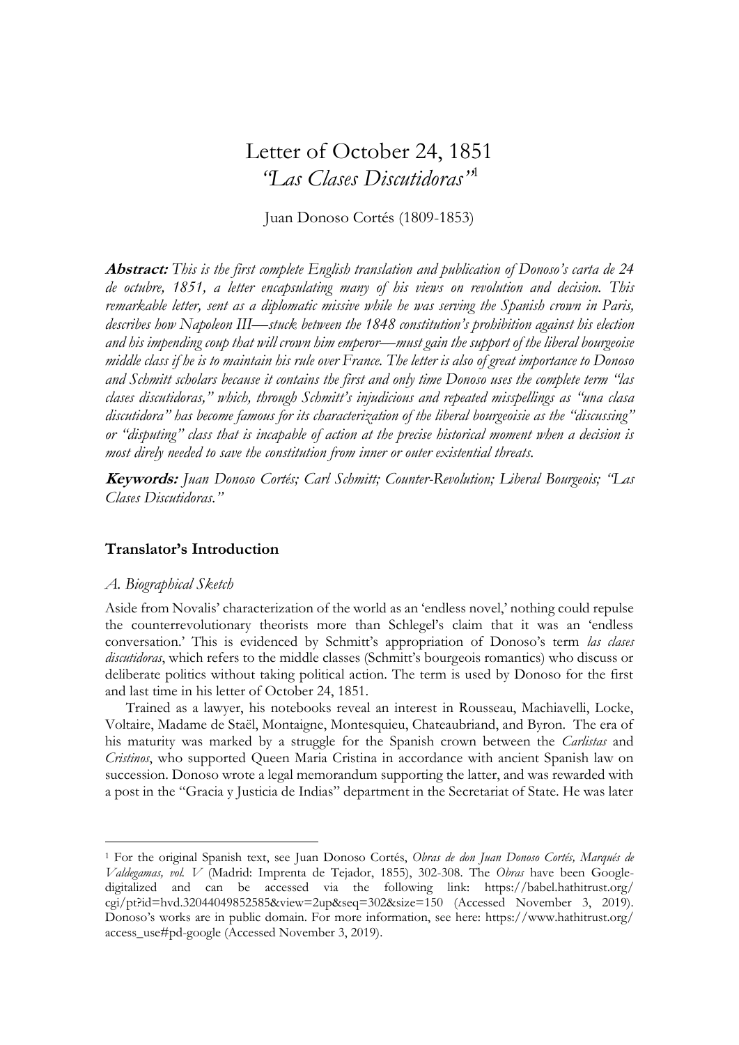# Letter of October 24, 1851
## *"Las Clases Discutidoras"*[1]

Juan Donoso Cortés (1809-1853)

***Abstract:*** *This is the first complete English translation and publication of Donoso's carta de 24 de octubre, 1851, a letter encapsulating many of his views on revolution and decision. This remarkable letter, sent as a diplomatic missive while he was serving the Spanish crown in Paris, describes how Napoleon III—stuck between the 1848 constitution's prohibition against his election and his impending coup that will crown him emperor—must gain the support of the liberal bourgeoise middle class if he is to maintain his rule over France. The letter is also of great importance to Donoso and Schmitt scholars because it contains the first and only time Donoso uses the complete term "las clases discutidoras," which, through Schmitt's injudicious and repeated misspellings as "una clasa discutidora" has become famous for its characterization of the liberal bourgeoisie as the "discussing" or "disputing" class that is incapable of action at the precise historical moment when a decision is most direly needed to save the constitution from inner or outer existential threats.*

***Keywords:*** *Juan Donoso Cortés; Carl Schmitt; Counter-Revolution; Liberal Bourgeois; "Las Clases Discutidoras."*

### Translator's Introduction

#### *A. Biographical Sketch*

Aside from Novalis' characterization of the world as an 'endless novel,' nothing could repulse the counterrevolutionary theorists more than Schlegel's claim that it was an 'endless conversation.' This is evidenced by Schmitt's appropriation of Donoso's term *las clases discutidoras*, which refers to the middle classes (Schmitt's bourgeois romantics) who discuss or deliberate politics without taking political action. The term is used by Donoso for the first and last time in his letter of October 24, 1851.

Trained as a lawyer, his notebooks reveal an interest in Rousseau, Machiavelli, Locke, Voltaire, Madame de Staël, Montaigne, Montesquieu, Chateaubriand, and Byron. The era of his maturity was marked by a struggle for the Spanish crown between the *Carlistas* and *Cristinos*, who supported Queen Maria Cristina in accordance with ancient Spanish law on succession. Donoso wrote a legal memorandum supporting the latter, and was rewarded with a post in the "Gracia y Justicia de Indias" department in the Secretariat of State. He was later

---

[1] For the original Spanish text, see Juan Donoso Cortés, *Obras de don Juan Donoso Cortés, Marqués de Valdegamas, vol. V* (Madrid: Imprenta de Tejador, 1855), 302-308. The *Obras* have been Google-digitalized and can be accessed via the following link: https://babel.hathitrust.org/cgi/pt?id=hvd.32044049852585&view=2up&seq=302&size=150 (Accessed November 3, 2019). Donoso's works are in public domain. For more information, see here: https://www.hathitrust.org/access_use#pd-google (Accessed November 3, 2019).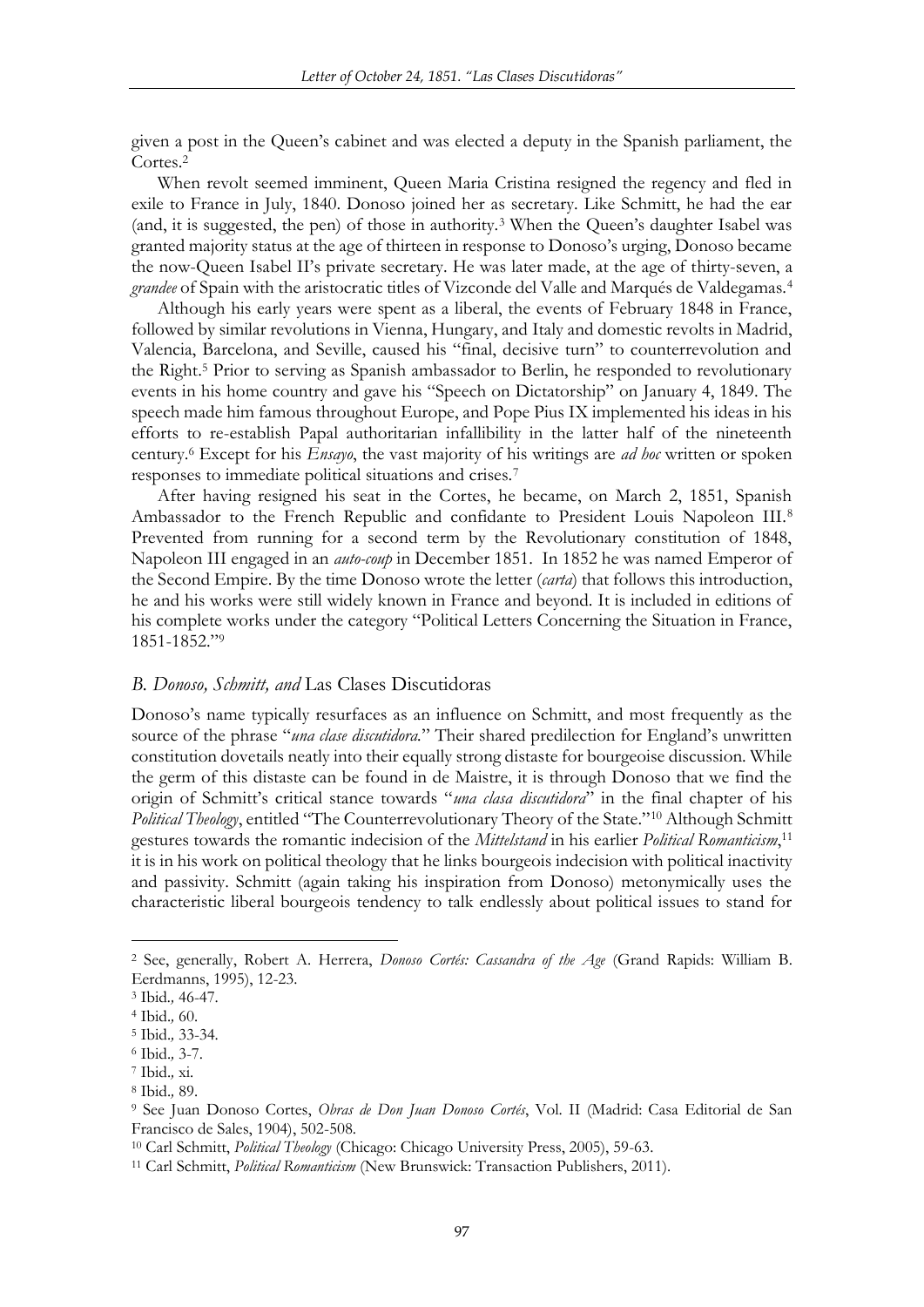given a post in the Queen's cabinet and was elected a deputy in the Spanish parliament, the Cortes.[2]

When revolt seemed imminent, Queen Maria Cristina resigned the regency and fled in exile to France in July, 1840. Donoso joined her as secretary. Like Schmitt, he had the ear (and, it is suggested, the pen) of those in authority.[3] When the Queen's daughter Isabel was granted majority status at the age of thirteen in response to Donoso's urging, Donoso became the now-Queen Isabel II's private secretary. He was later made, at the age of thirty-seven, a *grandee* of Spain with the aristocratic titles of Vizconde del Valle and Marqués de Valdegamas.[4]

Although his early years were spent as a liberal, the events of February 1848 in France, followed by similar revolutions in Vienna, Hungary, and Italy and domestic revolts in Madrid, Valencia, Barcelona, and Seville, caused his "final, decisive turn" to counterrevolution and the Right.[5] Prior to serving as Spanish ambassador to Berlin, he responded to revolutionary events in his home country and gave his "Speech on Dictatorship" on January 4, 1849. The speech made him famous throughout Europe, and Pope Pius IX implemented his ideas in his efforts to re-establish Papal authoritarian infallibility in the latter half of the nineteenth century.[6] Except for his *Ensayo*, the vast majority of his writings are *ad hoc* written or spoken responses to immediate political situations and crises.[7]

After having resigned his seat in the Cortes, he became, on March 2, 1851, Spanish Ambassador to the French Republic and confidante to President Louis Napoleon III.[8] Prevented from running for a second term by the Revolutionary constitution of 1848, Napoleon III engaged in an *auto-coup* in December 1851. In 1852 he was named Emperor of the Second Empire. By the time Donoso wrote the letter (*carta*) that follows this introduction, he and his works were still widely known in France and beyond. It is included in editions of his complete works under the category "Political Letters Concerning the Situation in France, 1851-1852."[9]

### *B. Donoso, Schmitt, and* Las Clases Discutidoras

Donoso's name typically resurfaces as an influence on Schmitt, and most frequently as the source of the phrase "*una clase discutidora*." Their shared predilection for England's unwritten constitution dovetails neatly into their equally strong distaste for bourgeoise discussion. While the germ of this distaste can be found in de Maistre, it is through Donoso that we find the origin of Schmitt's critical stance towards "*una clasa discutidora*" in the final chapter of his *Political Theology*, entitled "The Counterrevolutionary Theory of the State."[10] Although Schmitt gestures towards the romantic indecision of the *Mittelstand* in his earlier *Political Romanticism*,[11] it is in his work on political theology that he links bourgeois indecision with political inactivity and passivity. Schmitt (again taking his inspiration from Donoso) metonymically uses the characteristic liberal bourgeois tendency to talk endlessly about political issues to stand for

---

[2] See, generally, Robert A. Herrera, *Donoso Cortés: Cassandra of the Age* (Grand Rapids: William B. Eerdmanns, 1995), 12-23.

[3] Ibid.*,* 46-47.

[4] Ibid.*,* 60.

[5] Ibid.*,* 33-34.

[6] Ibid.*,* 3-7.

[7] Ibid.*,* xi.

[8] Ibid.*,* 89.

[9] See Juan Donoso Cortes, *Obras de Don Juan Donoso Cortés*, Vol. II (Madrid: Casa Editorial de San Francisco de Sales, 1904), 502-508.

[10] Carl Schmitt, *Political Theology* (Chicago: Chicago University Press, 2005), 59-63.

[11] Carl Schmitt, *Political Romanticism* (New Brunswick: Transaction Publishers, 2011).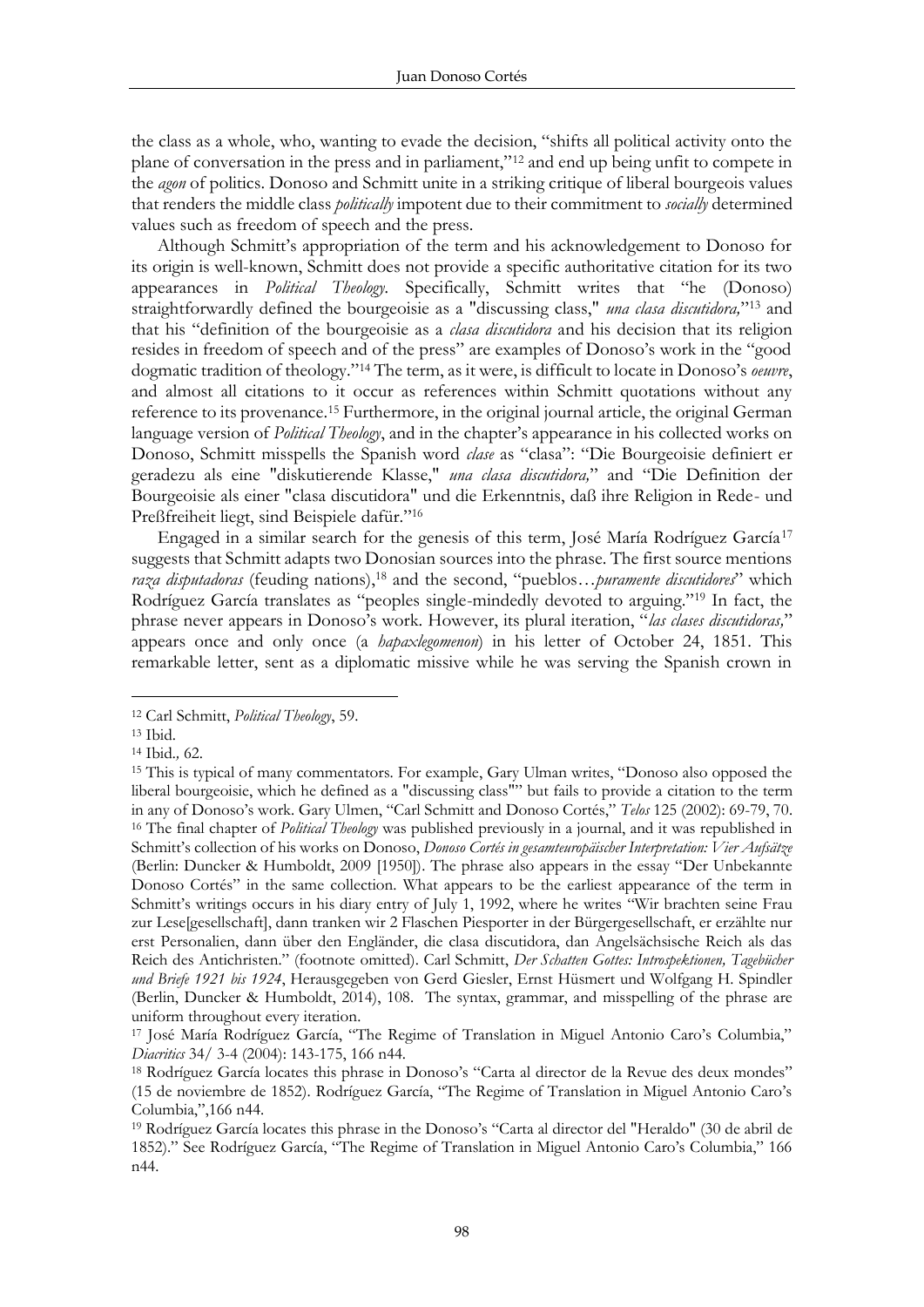the class as a whole, who, wanting to evade the decision, "shifts all political activity onto the plane of conversation in the press and in parliament,"[12] and end up being unfit to compete in the *agon* of politics. Donoso and Schmitt unite in a striking critique of liberal bourgeois values that renders the middle class *politically* impotent due to their commitment to *socially* determined values such as freedom of speech and the press.

Although Schmitt's appropriation of the term and his acknowledgement to Donoso for its origin is well-known, Schmitt does not provide a specific authoritative citation for its two appearances in *Political Theology*. Specifically, Schmitt writes that "he (Donoso) straightforwardly defined the bourgeoisie as a "discussing class," *una clasa discutidora,*"[13] and that his "definition of the bourgeoisie as a *clasa discutidora* and his decision that its religion resides in freedom of speech and of the press" are examples of Donoso's work in the "good dogmatic tradition of theology."[14] The term, as it were, is difficult to locate in Donoso's *oeuvre*, and almost all citations to it occur as references within Schmitt quotations without any reference to its provenance.[15] Furthermore, in the original journal article, the original German language version of *Political Theology*, and in the chapter's appearance in his collected works on Donoso, Schmitt misspells the Spanish word *clase* as "clasa": "Die Bourgeoisie definiert er geradezu als eine "diskutierende Klasse," *una clasa discutidora,*" and "Die Definition der Bourgeoisie als einer "clasa discutidora" und die Erkenntnis, daß ihre Religion in Rede- und Preßfreiheit liegt, sind Beispiele dafür."[16]

Engaged in a similar search for the genesis of this term, José María Rodríguez García[17] suggests that Schmitt adapts two Donosian sources into the phrase. The first source mentions *raza disputadoras* (feuding nations),[18] and the second, "pueblos…*puramente discutidores*" which Rodríguez García translates as "peoples single-mindedly devoted to arguing."[19] In fact, the phrase never appears in Donoso's work. However, its plural iteration, "*las clases discutidoras,*" appears once and only once (a *hapaxlegomenon*) in his letter of October 24, 1851. This remarkable letter, sent as a diplomatic missive while he was serving the Spanish crown in

---

[12] Carl Schmitt, *Political Theology*, 59.

[13] Ibid.

[14] Ibid*.,* 62.

[15] This is typical of many commentators. For example, Gary Ulman writes, "Donoso also opposed the liberal bourgeoisie, which he defined as a "discussing class"" but fails to provide a citation to the term in any of Donoso's work. Gary Ulmen, "Carl Schmitt and Donoso Cortés," *Telos* 125 (2002): 69-79, 70.

[16] The final chapter of *Political Theology* was published previously in a journal, and it was republished in Schmitt's collection of his works on Donoso, *Donoso Cortés in gesamteuropäischer Interpretation: Vier Aufsätze* (Berlin: Duncker & Humboldt, 2009 [1950]). The phrase also appears in the essay "Der Unbekannte Donoso Cortés" in the same collection. What appears to be the earliest appearance of the term in Schmitt's writings occurs in his diary entry of July 1, 1992, where he writes "Wir brachten seine Frau zur Lese[gesellschaft], dann tranken wir 2 Flaschen Piesporter in der Bürgergesellschaft, er erzählte nur erst Personalien, dann über den Engländer, die clasa discutidora, dan Angelsächsische Reich als das Reich des Antichristen." (footnote omitted). Carl Schmitt, *Der Schatten Gottes: Introspektionen, Tagebücher und Briefe 1921 bis 1924*, Herausgegeben von Gerd Giesler, Ernst Hüsmert und Wolfgang H. Spindler (Berlin, Duncker & Humboldt, 2014), 108. The syntax, grammar, and misspelling of the phrase are uniform throughout every iteration.

[17] José María Rodríguez García, "The Regime of Translation in Miguel Antonio Caro's Columbia," *Diacritics* 34/ 3-4 (2004): 143-175, 166 n44.

[18] Rodríguez García locates this phrase in Donoso's "Carta al director de la Revue des deux mondes" (15 de noviembre de 1852). Rodríguez García, "The Regime of Translation in Miguel Antonio Caro's Columbia,",166 n44.

[19] Rodríguez García locates this phrase in the Donoso's "Carta al director del "Heraldo" (30 de abril de 1852)." See Rodríguez García, "The Regime of Translation in Miguel Antonio Caro's Columbia," 166 n44.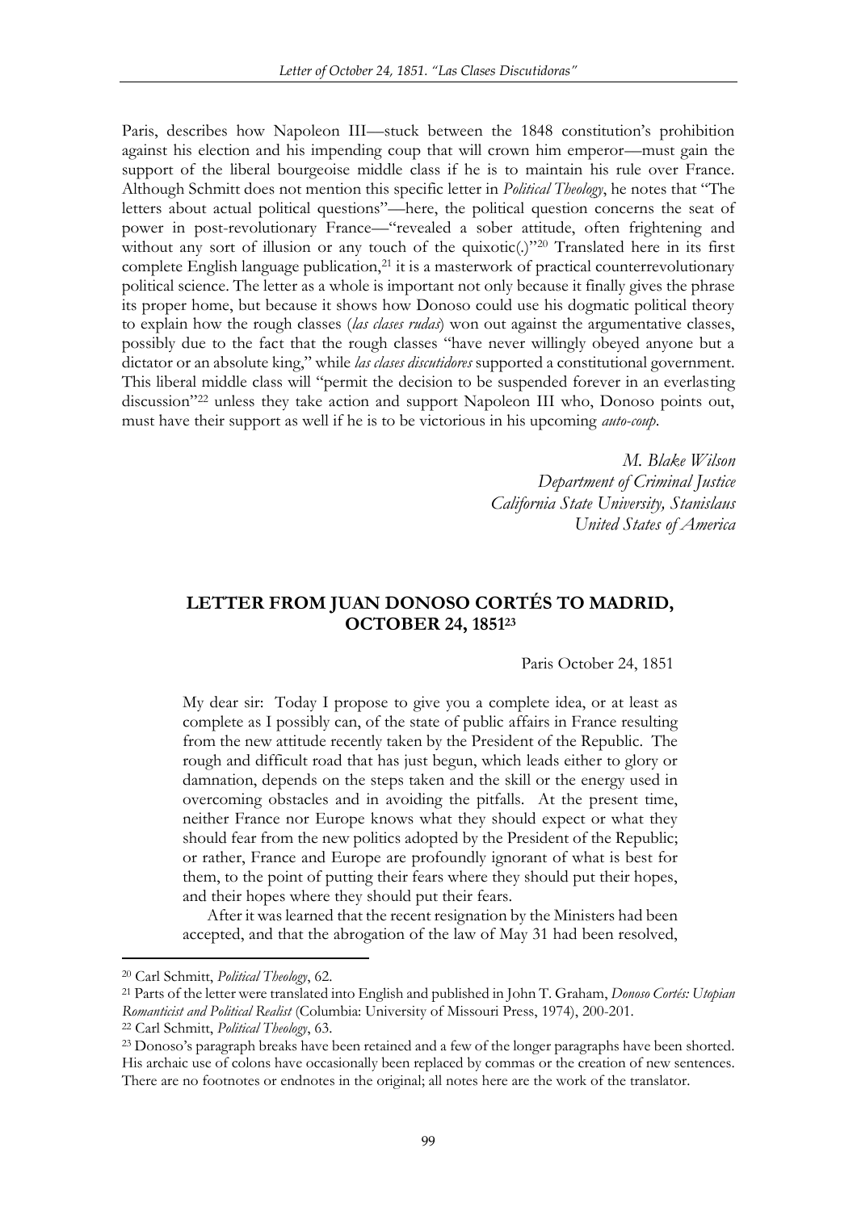Paris, describes how Napoleon III—stuck between the 1848 constitution's prohibition against his election and his impending coup that will crown him emperor—must gain the support of the liberal bourgeoise middle class if he is to maintain his rule over France. Although Schmitt does not mention this specific letter in *Political Theology*, he notes that "The letters about actual political questions"—here, the political question concerns the seat of power in post-revolutionary France—"revealed a sober attitude, often frightening and without any sort of illusion or any touch of the quixotic(.)"[20] Translated here in its first complete English language publication,[21] it is a masterwork of practical counterrevolutionary political science. The letter as a whole is important not only because it finally gives the phrase its proper home, but because it shows how Donoso could use his dogmatic political theory to explain how the rough classes (*las clases rudas*) won out against the argumentative classes, possibly due to the fact that the rough classes "have never willingly obeyed anyone but a dictator or an absolute king," while *las clases discutidores* supported a constitutional government. This liberal middle class will "permit the decision to be suspended forever in an everlasting discussion"[22] unless they take action and support Napoleon III who, Donoso points out, must have their support as well if he is to be victorious in his upcoming *auto-coup*.

*M. Blake Wilson*
*Department of Criminal Justice*
*California State University, Stanislaus*
*United States of America*

## LETTER FROM JUAN DONOSO CORTÉS TO MADRID, OCTOBER 24, 1851[23]

Paris October 24, 1851

My dear sir: Today I propose to give you a complete idea, or at least as complete as I possibly can, of the state of public affairs in France resulting from the new attitude recently taken by the President of the Republic. The rough and difficult road that has just begun, which leads either to glory or damnation, depends on the steps taken and the skill or the energy used in overcoming obstacles and in avoiding the pitfalls. At the present time, neither France nor Europe knows what they should expect or what they should fear from the new politics adopted by the President of the Republic; or rather, France and Europe are profoundly ignorant of what is best for them, to the point of putting their fears where they should put their hopes, and their hopes where they should put their fears.

After it was learned that the recent resignation by the Ministers had been accepted, and that the abrogation of the law of May 31 had been resolved,

---

[20] Carl Schmitt, *Political Theology*, 62.

[21] Parts of the letter were translated into English and published in John T. Graham, *Donoso Cortés: Utopian Romanticist and Political Realist* (Columbia: University of Missouri Press, 1974), 200-201.

[22] Carl Schmitt, *Political Theology*, 63.

[23] Donoso's paragraph breaks have been retained and a few of the longer paragraphs have been shorted. His archaic use of colons have occasionally been replaced by commas or the creation of new sentences. There are no footnotes or endnotes in the original; all notes here are the work of the translator.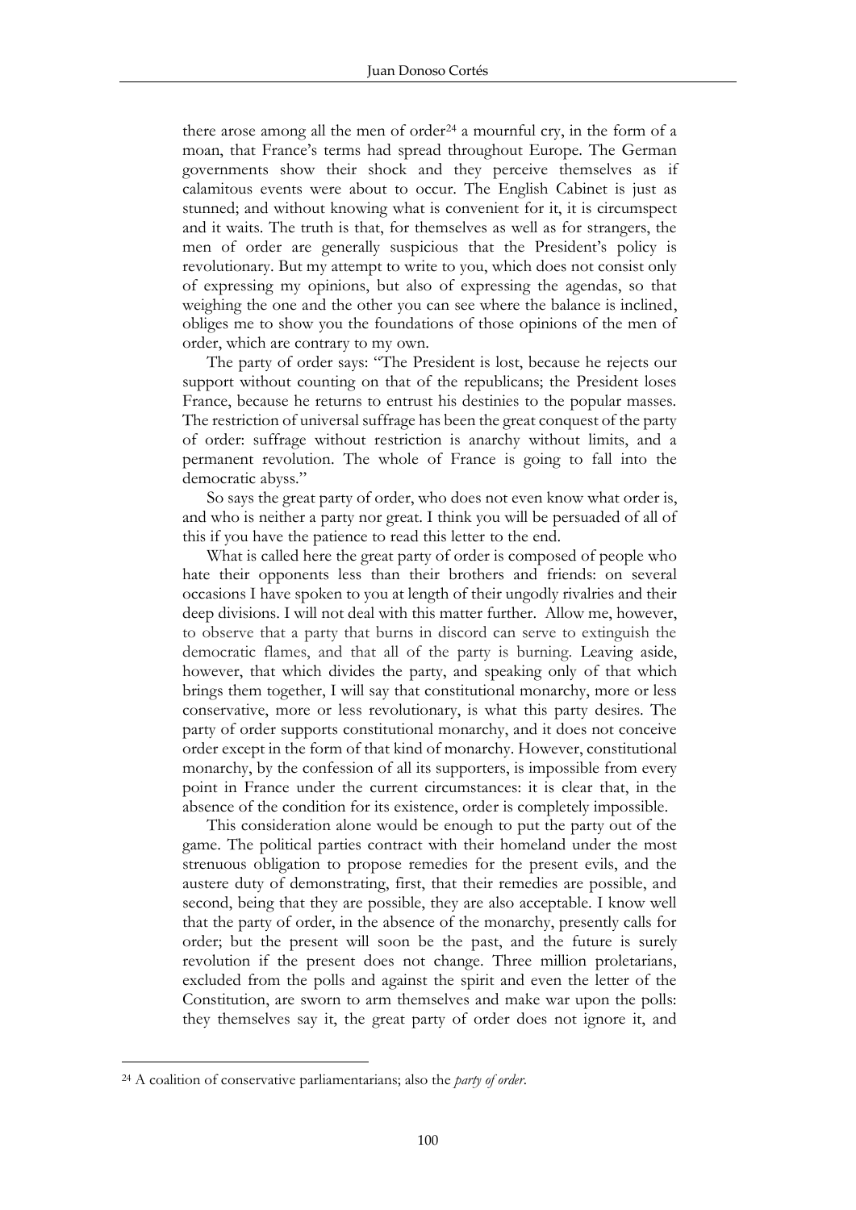there arose among all the men of order[24] a mournful cry, in the form of a moan, that France's terms had spread throughout Europe. The German governments show their shock and they perceive themselves as if calamitous events were about to occur. The English Cabinet is just as stunned; and without knowing what is convenient for it, it is circumspect and it waits. The truth is that, for themselves as well as for strangers, the men of order are generally suspicious that the President's policy is revolutionary. But my attempt to write to you, which does not consist only of expressing my opinions, but also of expressing the agendas, so that weighing the one and the other you can see where the balance is inclined, obliges me to show you the foundations of those opinions of the men of order, which are contrary to my own.

The party of order says: "The President is lost, because he rejects our support without counting on that of the republicans; the President loses France, because he returns to entrust his destinies to the popular masses. The restriction of universal suffrage has been the great conquest of the party of order: suffrage without restriction is anarchy without limits, and a permanent revolution. The whole of France is going to fall into the democratic abyss."

So says the great party of order, who does not even know what order is, and who is neither a party nor great. I think you will be persuaded of all of this if you have the patience to read this letter to the end.

What is called here the great party of order is composed of people who hate their opponents less than their brothers and friends: on several occasions I have spoken to you at length of their ungodly rivalries and their deep divisions. I will not deal with this matter further. Allow me, however, to observe that a party that burns in discord can serve to extinguish the democratic flames, and that all of the party is burning. Leaving aside, however, that which divides the party, and speaking only of that which brings them together, I will say that constitutional monarchy, more or less conservative, more or less revolutionary, is what this party desires. The party of order supports constitutional monarchy, and it does not conceive order except in the form of that kind of monarchy. However, constitutional monarchy, by the confession of all its supporters, is impossible from every point in France under the current circumstances: it is clear that, in the absence of the condition for its existence, order is completely impossible.

This consideration alone would be enough to put the party out of the game. The political parties contract with their homeland under the most strenuous obligation to propose remedies for the present evils, and the austere duty of demonstrating, first, that their remedies are possible, and second, being that they are possible, they are also acceptable. I know well that the party of order, in the absence of the monarchy, presently calls for order; but the present will soon be the past, and the future is surely revolution if the present does not change. Three million proletarians, excluded from the polls and against the spirit and even the letter of the Constitution, are sworn to arm themselves and make war upon the polls: they themselves say it, the great party of order does not ignore it, and

[24] A coalition of conservative parliamentarians; also the *party of order*.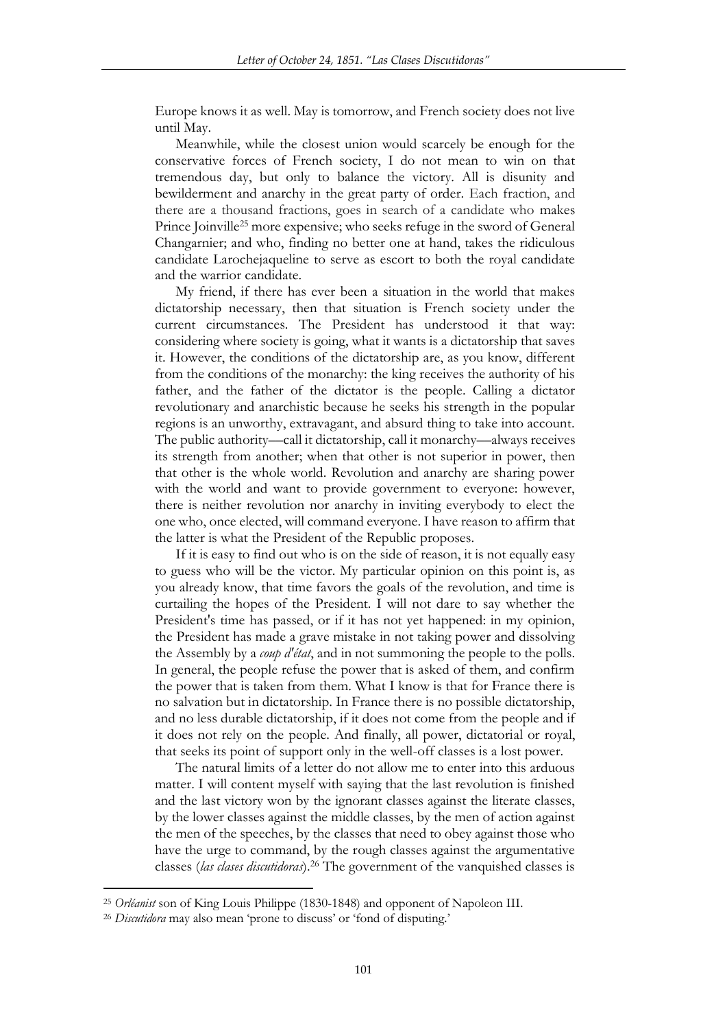Europe knows it as well. May is tomorrow, and French society does not live until May.

Meanwhile, while the closest union would scarcely be enough for the conservative forces of French society, I do not mean to win on that tremendous day, but only to balance the victory. All is disunity and bewilderment and anarchy in the great party of order. Each fraction, and there are a thousand fractions, goes in search of a candidate who makes Prince Joinville[25] more expensive; who seeks refuge in the sword of General Changarnier; and who, finding no better one at hand, takes the ridiculous candidate Larochejaqueline to serve as escort to both the royal candidate and the warrior candidate.

My friend, if there has ever been a situation in the world that makes dictatorship necessary, then that situation is French society under the current circumstances. The President has understood it that way: considering where society is going, what it wants is a dictatorship that saves it. However, the conditions of the dictatorship are, as you know, different from the conditions of the monarchy: the king receives the authority of his father, and the father of the dictator is the people. Calling a dictator revolutionary and anarchistic because he seeks his strength in the popular regions is an unworthy, extravagant, and absurd thing to take into account. The public authority—call it dictatorship, call it monarchy—always receives its strength from another; when that other is not superior in power, then that other is the whole world. Revolution and anarchy are sharing power with the world and want to provide government to everyone: however, there is neither revolution nor anarchy in inviting everybody to elect the one who, once elected, will command everyone. I have reason to affirm that the latter is what the President of the Republic proposes.

If it is easy to find out who is on the side of reason, it is not equally easy to guess who will be the victor. My particular opinion on this point is, as you already know, that time favors the goals of the revolution, and time is curtailing the hopes of the President. I will not dare to say whether the President's time has passed, or if it has not yet happened: in my opinion, the President has made a grave mistake in not taking power and dissolving the Assembly by a *coup d'état*, and in not summoning the people to the polls. In general, the people refuse the power that is asked of them, and confirm the power that is taken from them. What I know is that for France there is no salvation but in dictatorship. In France there is no possible dictatorship, and no less durable dictatorship, if it does not come from the people and if it does not rely on the people. And finally, all power, dictatorial or royal, that seeks its point of support only in the well-off classes is a lost power.

The natural limits of a letter do not allow me to enter into this arduous matter. I will content myself with saying that the last revolution is finished and the last victory won by the ignorant classes against the literate classes, by the lower classes against the middle classes, by the men of action against the men of the speeches, by the classes that need to obey against those who have the urge to command, by the rough classes against the argumentative classes (*las clases discutidoras*).[26] The government of the vanquished classes is

[25] *Orléanist* son of King Louis Philippe (1830-1848) and opponent of Napoleon III.

[26] *Discutidora* may also mean 'prone to discuss' or 'fond of disputing.'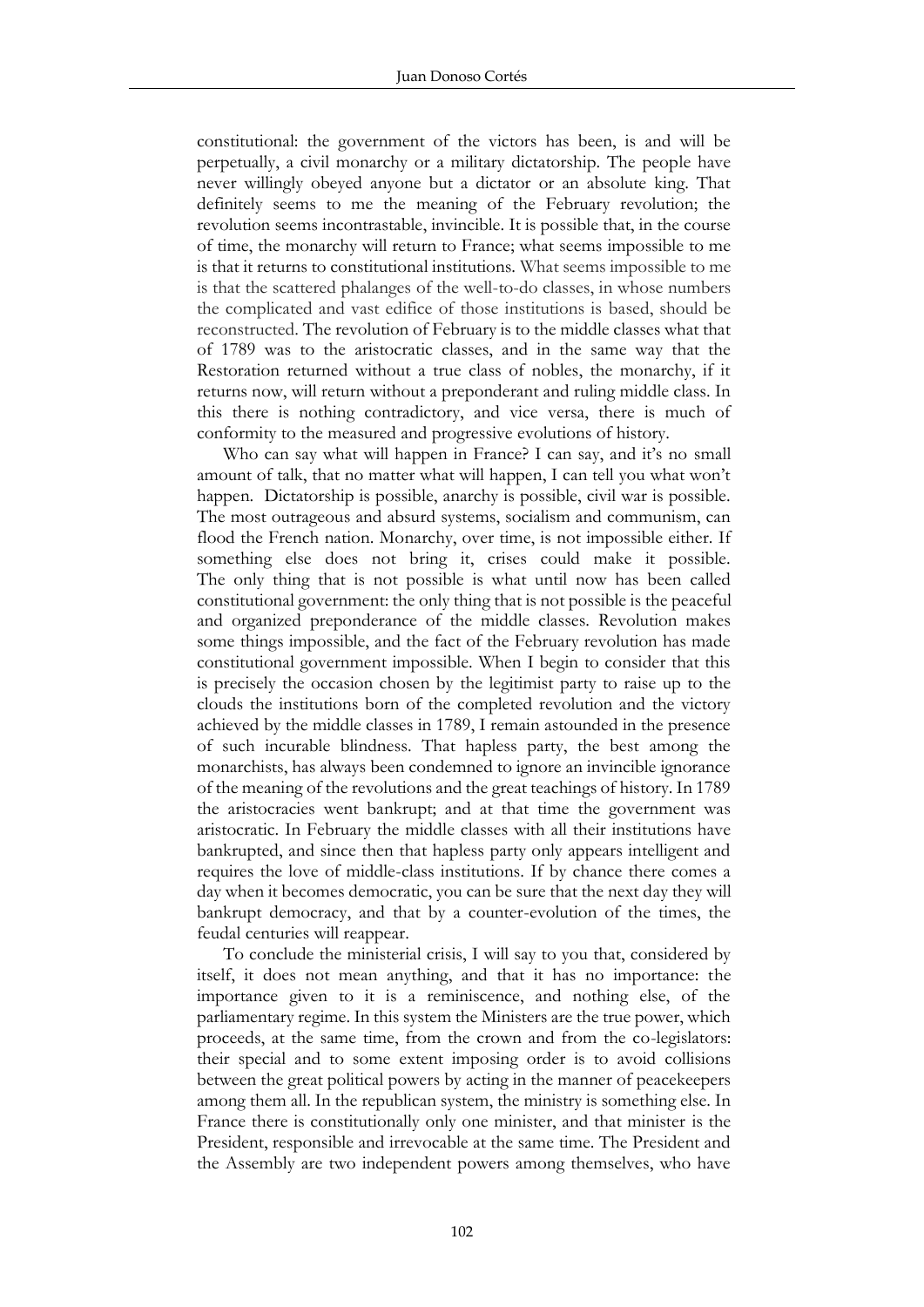constitutional: the government of the victors has been, is and will be perpetually, a civil monarchy or a military dictatorship. The people have never willingly obeyed anyone but a dictator or an absolute king. That definitely seems to me the meaning of the February revolution; the revolution seems incontrastable, invincible. It is possible that, in the course of time, the monarchy will return to France; what seems impossible to me is that it returns to constitutional institutions. What seems impossible to me is that the scattered phalanges of the well-to-do classes, in whose numbers the complicated and vast edifice of those institutions is based, should be reconstructed. The revolution of February is to the middle classes what that of 1789 was to the aristocratic classes, and in the same way that the Restoration returned without a true class of nobles, the monarchy, if it returns now, will return without a preponderant and ruling middle class. In this there is nothing contradictory, and vice versa, there is much of conformity to the measured and progressive evolutions of history.

Who can say what will happen in France? I can say, and it's no small amount of talk, that no matter what will happen, I can tell you what won't happen. Dictatorship is possible, anarchy is possible, civil war is possible. The most outrageous and absurd systems, socialism and communism, can flood the French nation. Monarchy, over time, is not impossible either. If something else does not bring it, crises could make it possible. The only thing that is not possible is what until now has been called constitutional government: the only thing that is not possible is the peaceful and organized preponderance of the middle classes. Revolution makes some things impossible, and the fact of the February revolution has made constitutional government impossible. When I begin to consider that this is precisely the occasion chosen by the legitimist party to raise up to the clouds the institutions born of the completed revolution and the victory achieved by the middle classes in 1789, I remain astounded in the presence of such incurable blindness. That hapless party, the best among the monarchists, has always been condemned to ignore an invincible ignorance of the meaning of the revolutions and the great teachings of history. In 1789 the aristocracies went bankrupt; and at that time the government was aristocratic. In February the middle classes with all their institutions have bankrupted, and since then that hapless party only appears intelligent and requires the love of middle-class institutions. If by chance there comes a day when it becomes democratic, you can be sure that the next day they will bankrupt democracy, and that by a counter-evolution of the times, the feudal centuries will reappear.

To conclude the ministerial crisis, I will say to you that, considered by itself, it does not mean anything, and that it has no importance: the importance given to it is a reminiscence, and nothing else, of the parliamentary regime. In this system the Ministers are the true power, which proceeds, at the same time, from the crown and from the co-legislators: their special and to some extent imposing order is to avoid collisions between the great political powers by acting in the manner of peacekeepers among them all. In the republican system, the ministry is something else. In France there is constitutionally only one minister, and that minister is the President, responsible and irrevocable at the same time. The President and the Assembly are two independent powers among themselves, who have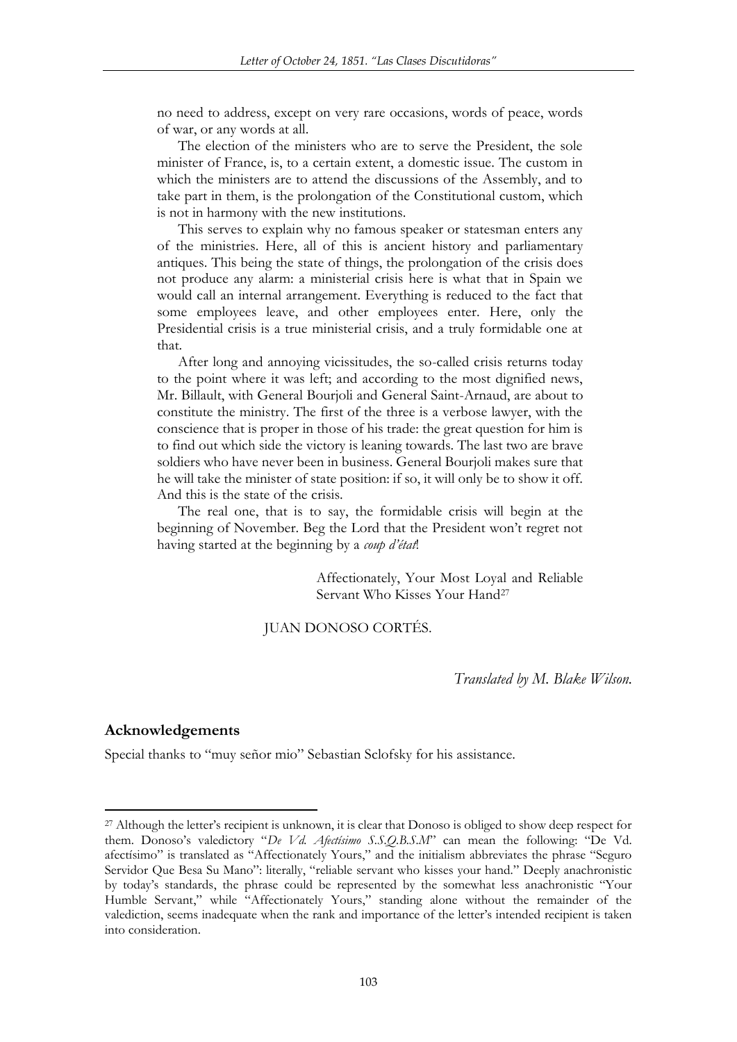no need to address, except on very rare occasions, words of peace, words of war, or any words at all.

The election of the ministers who are to serve the President, the sole minister of France, is, to a certain extent, a domestic issue. The custom in which the ministers are to attend the discussions of the Assembly, and to take part in them, is the prolongation of the Constitutional custom, which is not in harmony with the new institutions.

This serves to explain why no famous speaker or statesman enters any of the ministries. Here, all of this is ancient history and parliamentary antiques. This being the state of things, the prolongation of the crisis does not produce any alarm: a ministerial crisis here is what that in Spain we would call an internal arrangement. Everything is reduced to the fact that some employees leave, and other employees enter. Here, only the Presidential crisis is a true ministerial crisis, and a truly formidable one at that.

After long and annoying vicissitudes, the so-called crisis returns today to the point where it was left; and according to the most dignified news, Mr. Billault, with General Bourjoli and General Saint-Arnaud, are about to constitute the ministry. The first of the three is a verbose lawyer, with the conscience that is proper in those of his trade: the great question for him is to find out which side the victory is leaning towards. The last two are brave soldiers who have never been in business. General Bourjoli makes sure that he will take the minister of state position: if so, it will only be to show it off. And this is the state of the crisis.

The real one, that is to say, the formidable crisis will begin at the beginning of November. Beg the Lord that the President won't regret not having started at the beginning by a *coup d'état*!

Affectionately, Your Most Loyal and Reliable Servant Who Kisses Your Hand[27]

JUAN DONOSO CORTÉS.

*Translated by M. Blake Wilson.*

## Acknowledgements

Special thanks to "muy señor mio" Sebastian Sclofsky for his assistance.

---

[27] Although the letter's recipient is unknown, it is clear that Donoso is obliged to show deep respect for them. Donoso's valedictory "*De Vd. Afectísimo S.S.Q.B.S.M*" can mean the following: "De Vd. afectísimo" is translated as "Affectionately Yours," and the initialism abbreviates the phrase "Seguro Servidor Que Besa Su Mano": literally, "reliable servant who kisses your hand." Deeply anachronistic by today's standards, the phrase could be represented by the somewhat less anachronistic "Your Humble Servant," while "Affectionately Yours," standing alone without the remainder of the valediction, seems inadequate when the rank and importance of the letter's intended recipient is taken into consideration.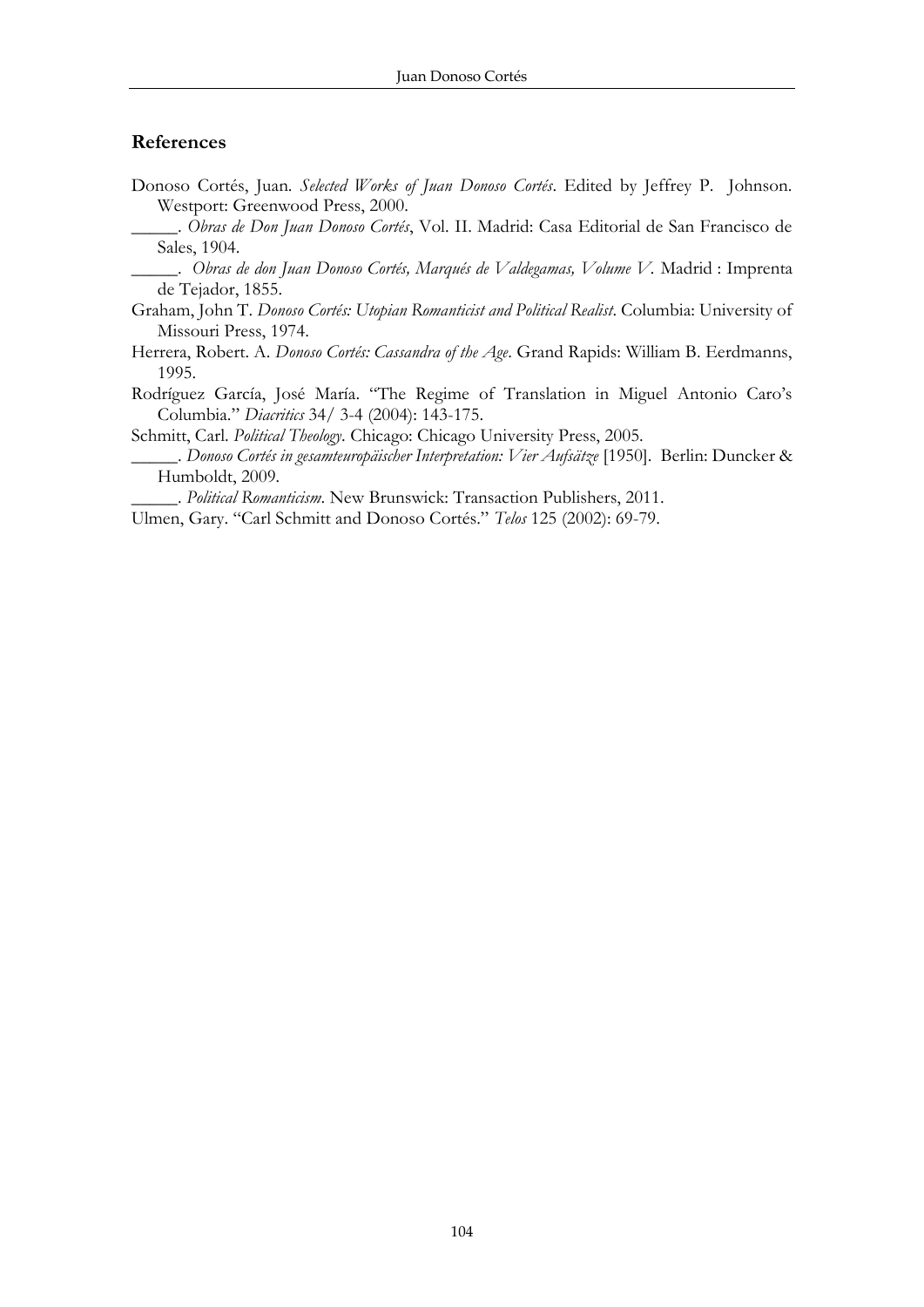## References

Donoso Cortés, Juan. *Selected Works of Juan Donoso Cortés*. Edited by Jeffrey P. Johnson. Westport: Greenwood Press, 2000.

_____. *Obras de Don Juan Donoso Cortés*, Vol. II. Madrid: Casa Editorial de San Francisco de Sales, 1904.

_____. *Obras de don Juan Donoso Cortés, Marqués de Valdegamas, Volume V*. Madrid : Imprenta de Tejador, 1855.

Graham, John T. *Donoso Cortés: Utopian Romanticist and Political Realist*. Columbia: University of Missouri Press, 1974.

Herrera, Robert. A. *Donoso Cortés: Cassandra of the Age*. Grand Rapids: William B. Eerdmanns, 1995.

Rodríguez García, José María. "The Regime of Translation in Miguel Antonio Caro's Columbia." *Diacritics* 34/ 3-4 (2004): 143-175.

Schmitt, Carl. *Political Theology*. Chicago: Chicago University Press, 2005.

_____. *Donoso Cortés in gesamteuropäischer Interpretation: Vier Aufsätze* [1950]. Berlin: Duncker & Humboldt, 2009.

_____. *Political Romanticism*. New Brunswick: Transaction Publishers, 2011.

Ulmen, Gary. "Carl Schmitt and Donoso Cortés." *Telos* 125 (2002): 69-79.